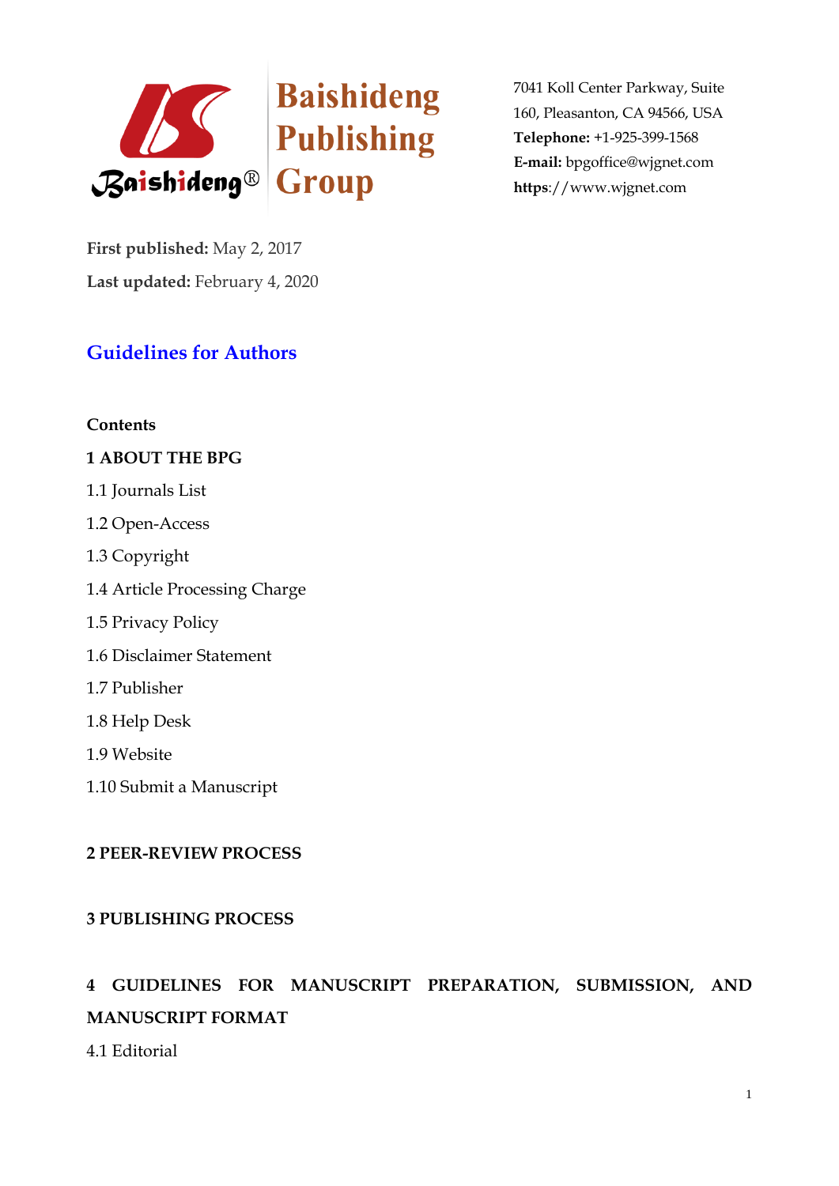Baishideng Publishing Group

7041 Koll Center Parkway, Suite 160, Pleasanton, CA 94566, USA
**Telephone:** +1-925-399-1568
**E-mail:** bpgoffice@wjgnet.com
**https**://www.wjgnet.com

**First published:** May 2, 2017

**Last updated:** February 4, 2020

# Guidelines for Authors

**Contents**

**1 ABOUT THE BPG**

1.1 Journals List

1.2 Open-Access

1.3 Copyright

1.4 Article Processing Charge

1.5 Privacy Policy

1.6 Disclaimer Statement

1.7 Publisher

1.8 Help Desk

1.9 Website

1.10 Submit a Manuscript

**2 PEER-REVIEW PROCESS**

**3 PUBLISHING PROCESS**

**4 GUIDELINES FOR MANUSCRIPT PREPARATION, SUBMISSION, AND MANUSCRIPT FORMAT**

4.1 Editorial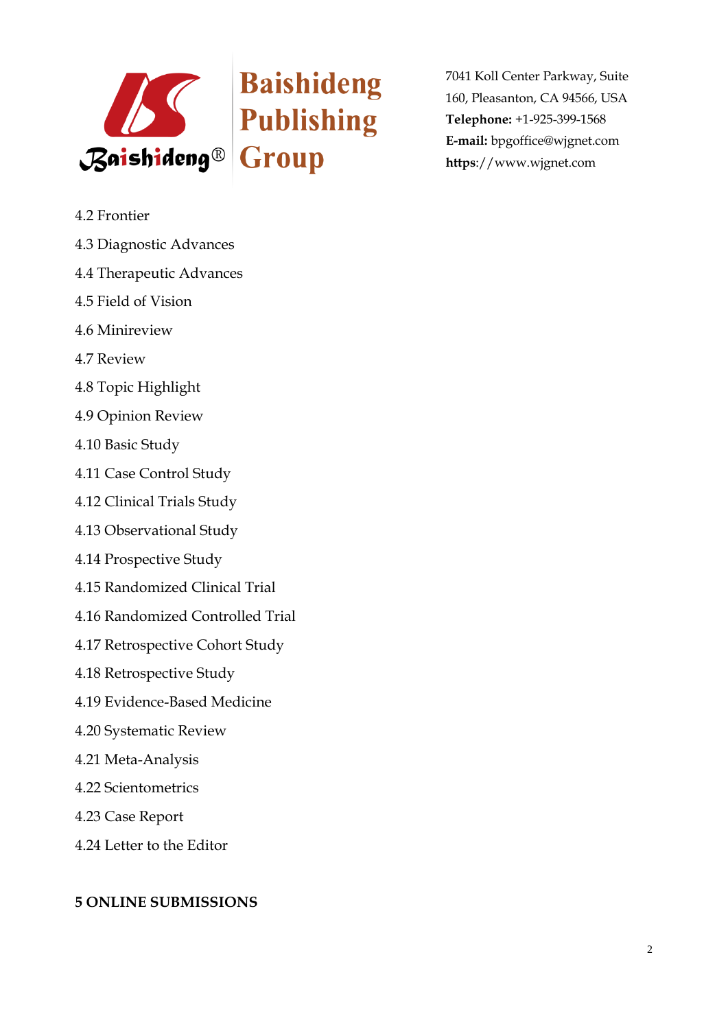4.2 Frontier

4.3 Diagnostic Advances

4.4 Therapeutic Advances

4.5 Field of Vision

4.6 Minireview

4.7 Review

4.8 Topic Highlight

4.9 Opinion Review

4.10 Basic Study

4.11 Case Control Study

4.12 Clinical Trials Study

4.13 Observational Study

4.14 Prospective Study

4.15 Randomized Clinical Trial

4.16 Randomized Controlled Trial

4.17 Retrospective Cohort Study

4.18 Retrospective Study

4.19 Evidence-Based Medicine

4.20 Systematic Review

4.21 Meta-Analysis

4.22 Scientometrics

4.23 Case Report

4.24 Letter to the Editor

**5 ONLINE SUBMISSIONS**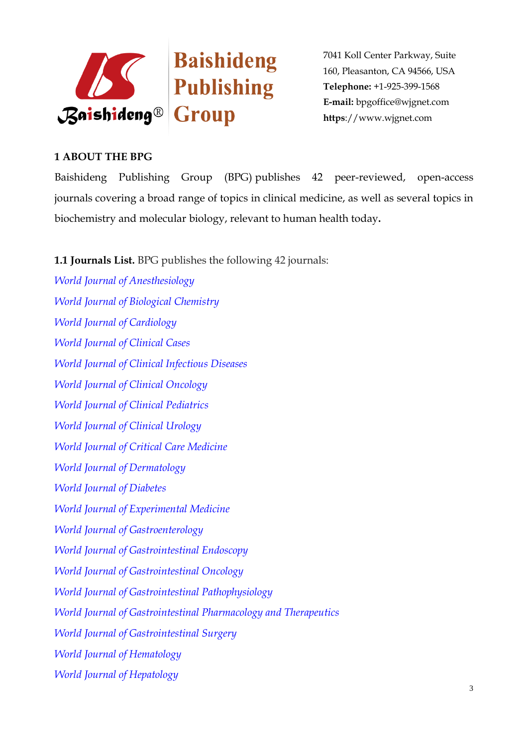Baishideng Publishing Group

7041 Koll Center Parkway, Suite 160, Pleasanton, CA 94566, USA
**Telephone:** +1-925-399-1568
**E-mail:** bpgoffice@wjgnet.com
**https**://www.wjgnet.com

## 1 ABOUT THE BPG

Baishideng Publishing Group (BPG) publishes 42 peer-reviewed, open-access journals covering a broad range of topics in clinical medicine, as well as several topics in biochemistry and molecular biology, relevant to human health today.

**1.1 Journals List.** BPG publishes the following 42 journals:

*World Journal of Anesthesiology*
*World Journal of Biological Chemistry*
*World Journal of Cardiology*
*World Journal of Clinical Cases*
*World Journal of Clinical Infectious Diseases*
*World Journal of Clinical Oncology*
*World Journal of Clinical Pediatrics*
*World Journal of Clinical Urology*
*World Journal of Critical Care Medicine*
*World Journal of Dermatology*
*World Journal of Diabetes*
*World Journal of Experimental Medicine*
*World Journal of Gastroenterology*
*World Journal of Gastrointestinal Endoscopy*
*World Journal of Gastrointestinal Oncology*
*World Journal of Gastrointestinal Pathophysiology*
*World Journal of Gastrointestinal Pharmacology and Therapeutics*
*World Journal of Gastrointestinal Surgery*
*World Journal of Hematology*
*World Journal of Hepatology*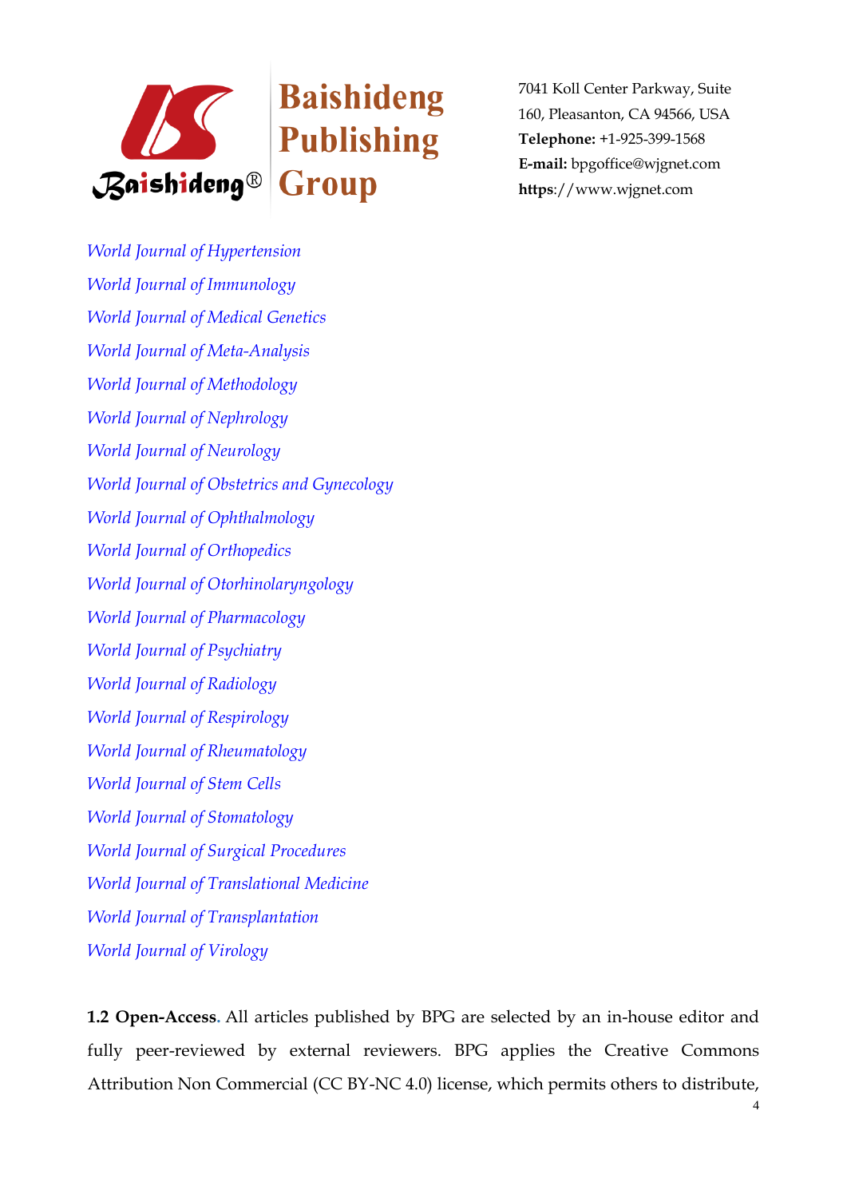*World Journal of Hypertension*

*World Journal of Immunology*

*World Journal of Medical Genetics*

*World Journal of Meta-Analysis*

*World Journal of Methodology*

*World Journal of Nephrology*

*World Journal of Neurology*

*World Journal of Obstetrics and Gynecology*

*World Journal of Ophthalmology*

*World Journal of Orthopedics*

*World Journal of Otorhinolaryngology*

*World Journal of Pharmacology*

*World Journal of Psychiatry*

*World Journal of Radiology*

*World Journal of Respirology*

*World Journal of Rheumatology*

*World Journal of Stem Cells*

*World Journal of Stomatology*

*World Journal of Surgical Procedures*

*World Journal of Translational Medicine*

*World Journal of Transplantation*

*World Journal of Virology*

**1.2 Open-Access.** All articles published by BPG are selected by an in-house editor and fully peer-reviewed by external reviewers. BPG applies the Creative Commons Attribution Non Commercial (CC BY-NC 4.0) license, which permits others to distribute,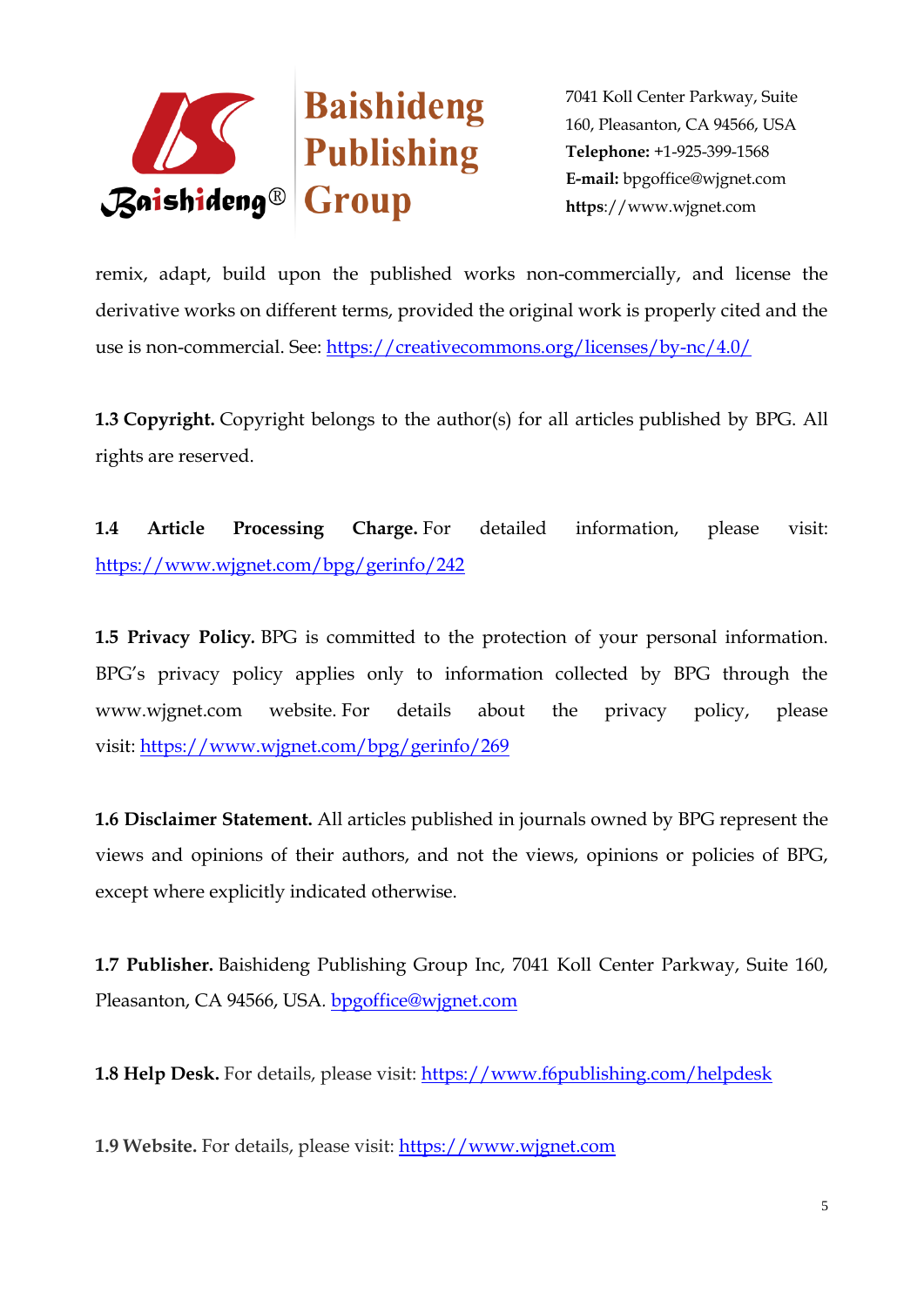remix, adapt, build upon the published works non-commercially, and license the derivative works on different terms, provided the original work is properly cited and the use is non-commercial. See: https://creativecommons.org/licenses/by-nc/4.0/

**1.3 Copyright.** Copyright belongs to the author(s) for all articles published by BPG. All rights are reserved.

**1.4 Article Processing Charge.** For detailed information, please visit: https://www.wjgnet.com/bpg/gerinfo/242

**1.5 Privacy Policy.** BPG is committed to the protection of your personal information. BPG's privacy policy applies only to information collected by BPG through the www.wjgnet.com website. For details about the privacy policy, please visit: https://www.wjgnet.com/bpg/gerinfo/269

**1.6 Disclaimer Statement.** All articles published in journals owned by BPG represent the views and opinions of their authors, and not the views, opinions or policies of BPG, except where explicitly indicated otherwise.

**1.7 Publisher.** Baishideng Publishing Group Inc, 7041 Koll Center Parkway, Suite 160, Pleasanton, CA 94566, USA. bpgoffice@wjgnet.com

**1.8 Help Desk.** For details, please visit: https://www.f6publishing.com/helpdesk

**1.9 Website.** For details, please visit: https://www.wjgnet.com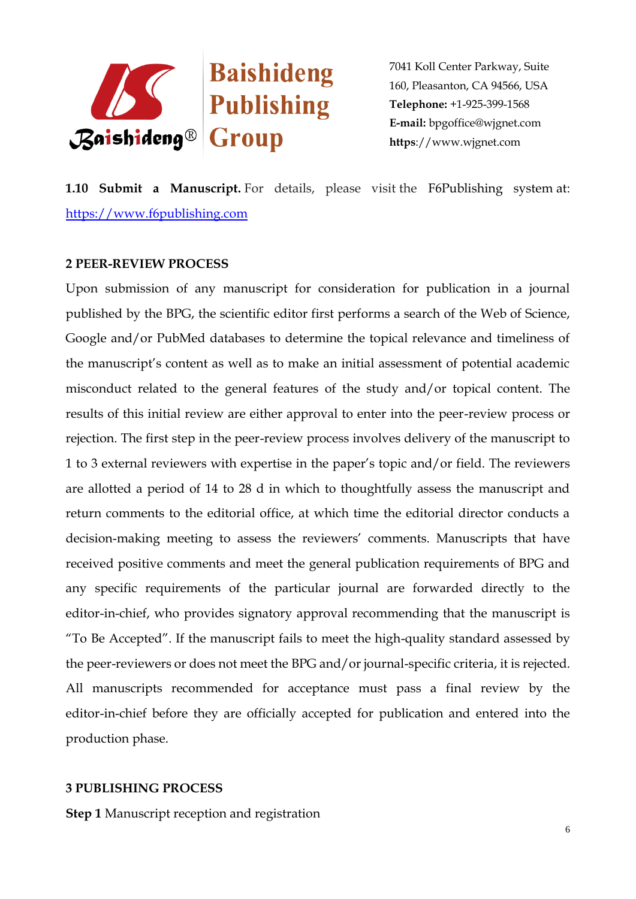**1.10 Submit a Manuscript.** For details, please visit the F6Publishing system at: https://www.f6publishing.com

## 2 PEER-REVIEW PROCESS

Upon submission of any manuscript for consideration for publication in a journal published by the BPG, the scientific editor first performs a search of the Web of Science, Google and/or PubMed databases to determine the topical relevance and timeliness of the manuscript's content as well as to make an initial assessment of potential academic misconduct related to the general features of the study and/or topical content. The results of this initial review are either approval to enter into the peer-review process or rejection. The first step in the peer-review process involves delivery of the manuscript to 1 to 3 external reviewers with expertise in the paper's topic and/or field. The reviewers are allotted a period of 14 to 28 d in which to thoughtfully assess the manuscript and return comments to the editorial office, at which time the editorial director conducts a decision-making meeting to assess the reviewers' comments. Manuscripts that have received positive comments and meet the general publication requirements of BPG and any specific requirements of the particular journal are forwarded directly to the editor-in-chief, who provides signatory approval recommending that the manuscript is "To Be Accepted". If the manuscript fails to meet the high-quality standard assessed by the peer-reviewers or does not meet the BPG and/or journal-specific criteria, it is rejected. All manuscripts recommended for acceptance must pass a final review by the editor-in-chief before they are officially accepted for publication and entered into the production phase.

## 3 PUBLISHING PROCESS

**Step 1** Manuscript reception and registration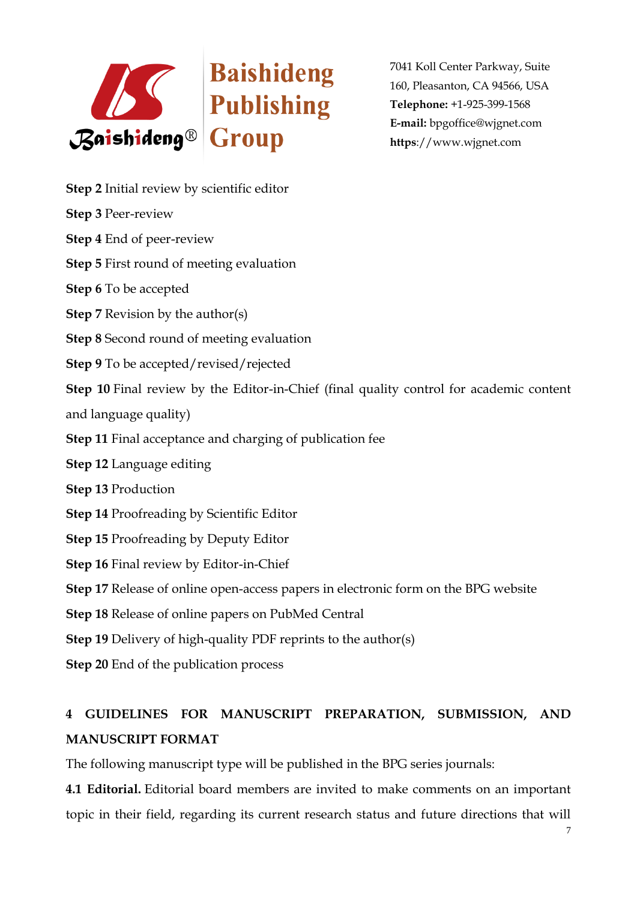**Step 2** Initial review by scientific editor

**Step 3** Peer-review

**Step 4** End of peer-review

**Step 5** First round of meeting evaluation

**Step 6** To be accepted

**Step 7** Revision by the author(s)

**Step 8** Second round of meeting evaluation

**Step 9** To be accepted/revised/rejected

**Step 10** Final review by the Editor-in-Chief (final quality control for academic content and language quality)

**Step 11** Final acceptance and charging of publication fee

**Step 12** Language editing

**Step 13** Production

**Step 14** Proofreading by Scientific Editor

**Step 15** Proofreading by Deputy Editor

**Step 16** Final review by Editor-in-Chief

**Step 17** Release of online open-access papers in electronic form on the BPG website

**Step 18** Release of online papers on PubMed Central

**Step 19** Delivery of high-quality PDF reprints to the author(s)

**Step 20** End of the publication process

## 4 GUIDELINES FOR MANUSCRIPT PREPARATION, SUBMISSION, AND MANUSCRIPT FORMAT

The following manuscript type will be published in the BPG series journals:

**4.1 Editorial.** Editorial board members are invited to make comments on an important topic in their field, regarding its current research status and future directions that will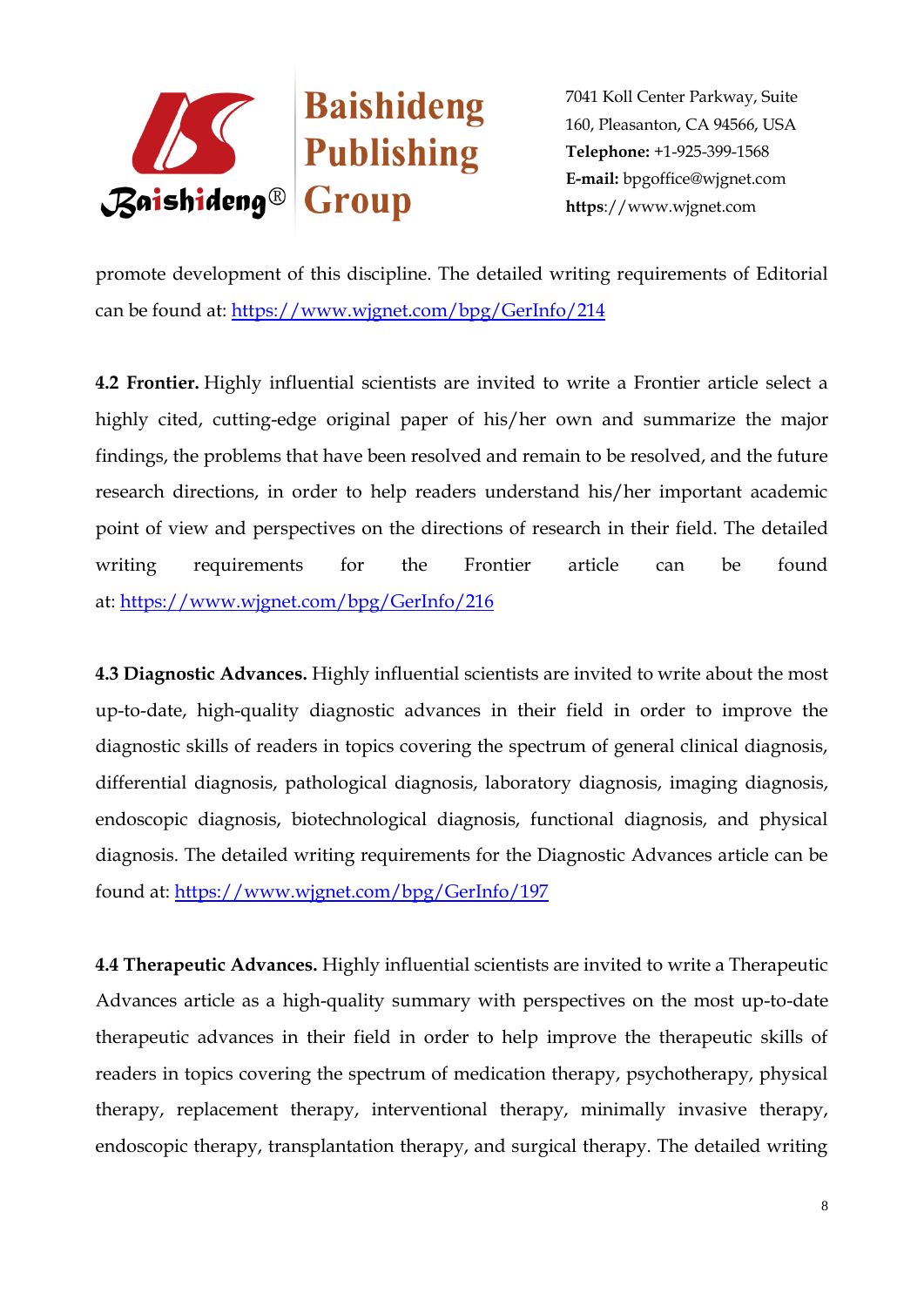promote development of this discipline. The detailed writing requirements of Editorial can be found at: https://www.wjgnet.com/bpg/GerInfo/214

**4.2 Frontier.** Highly influential scientists are invited to write a Frontier article select a highly cited, cutting-edge original paper of his/her own and summarize the major findings, the problems that have been resolved and remain to be resolved, and the future research directions, in order to help readers understand his/her important academic point of view and perspectives on the directions of research in their field. The detailed writing requirements for the Frontier article can be found at: https://www.wjgnet.com/bpg/GerInfo/216

**4.3 Diagnostic Advances.** Highly influential scientists are invited to write about the most up-to-date, high-quality diagnostic advances in their field in order to improve the diagnostic skills of readers in topics covering the spectrum of general clinical diagnosis, differential diagnosis, pathological diagnosis, laboratory diagnosis, imaging diagnosis, endoscopic diagnosis, biotechnological diagnosis, functional diagnosis, and physical diagnosis. The detailed writing requirements for the Diagnostic Advances article can be found at: https://www.wjgnet.com/bpg/GerInfo/197

**4.4 Therapeutic Advances.** Highly influential scientists are invited to write a Therapeutic Advances article as a high-quality summary with perspectives on the most up-to-date therapeutic advances in their field in order to help improve the therapeutic skills of readers in topics covering the spectrum of medication therapy, psychotherapy, physical therapy, replacement therapy, interventional therapy, minimally invasive therapy, endoscopic therapy, transplantation therapy, and surgical therapy. The detailed writing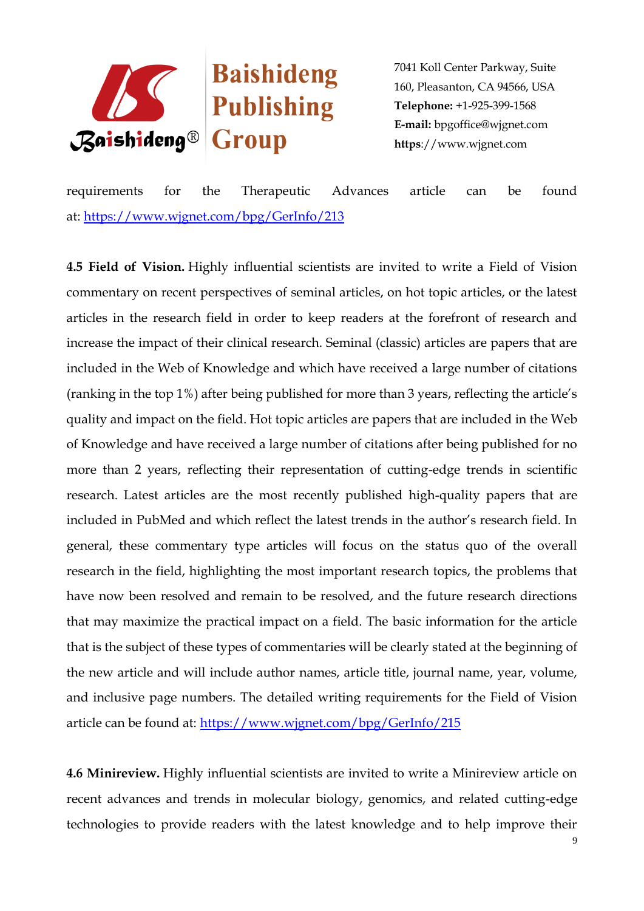requirements for the Therapeutic Advances article can be found at: [https://www.wjgnet.com/bpg/GerInfo/213](https://www.wjgnet.com/bpg/GerInfo/213)

**4.5 Field of Vision.** Highly influential scientists are invited to write a Field of Vision commentary on recent perspectives of seminal articles, on hot topic articles, or the latest articles in the research field in order to keep readers at the forefront of research and increase the impact of their clinical research. Seminal (classic) articles are papers that are included in the Web of Knowledge and which have received a large number of citations (ranking in the top 1%) after being published for more than 3 years, reflecting the article's quality and impact on the field. Hot topic articles are papers that are included in the Web of Knowledge and have received a large number of citations after being published for no more than 2 years, reflecting their representation of cutting-edge trends in scientific research. Latest articles are the most recently published high-quality papers that are included in PubMed and which reflect the latest trends in the author's research field. In general, these commentary type articles will focus on the status quo of the overall research in the field, highlighting the most important research topics, the problems that have now been resolved and remain to be resolved, and the future research directions that may maximize the practical impact on a field. The basic information for the article that is the subject of these types of commentaries will be clearly stated at the beginning of the new article and will include author names, article title, journal name, year, volume, and inclusive page numbers. The detailed writing requirements for the Field of Vision article can be found at: [https://www.wjgnet.com/bpg/GerInfo/215](https://www.wjgnet.com/bpg/GerInfo/215)

**4.6 Minireview.** Highly influential scientists are invited to write a Minireview article on recent advances and trends in molecular biology, genomics, and related cutting-edge technologies to provide readers with the latest knowledge and to help improve their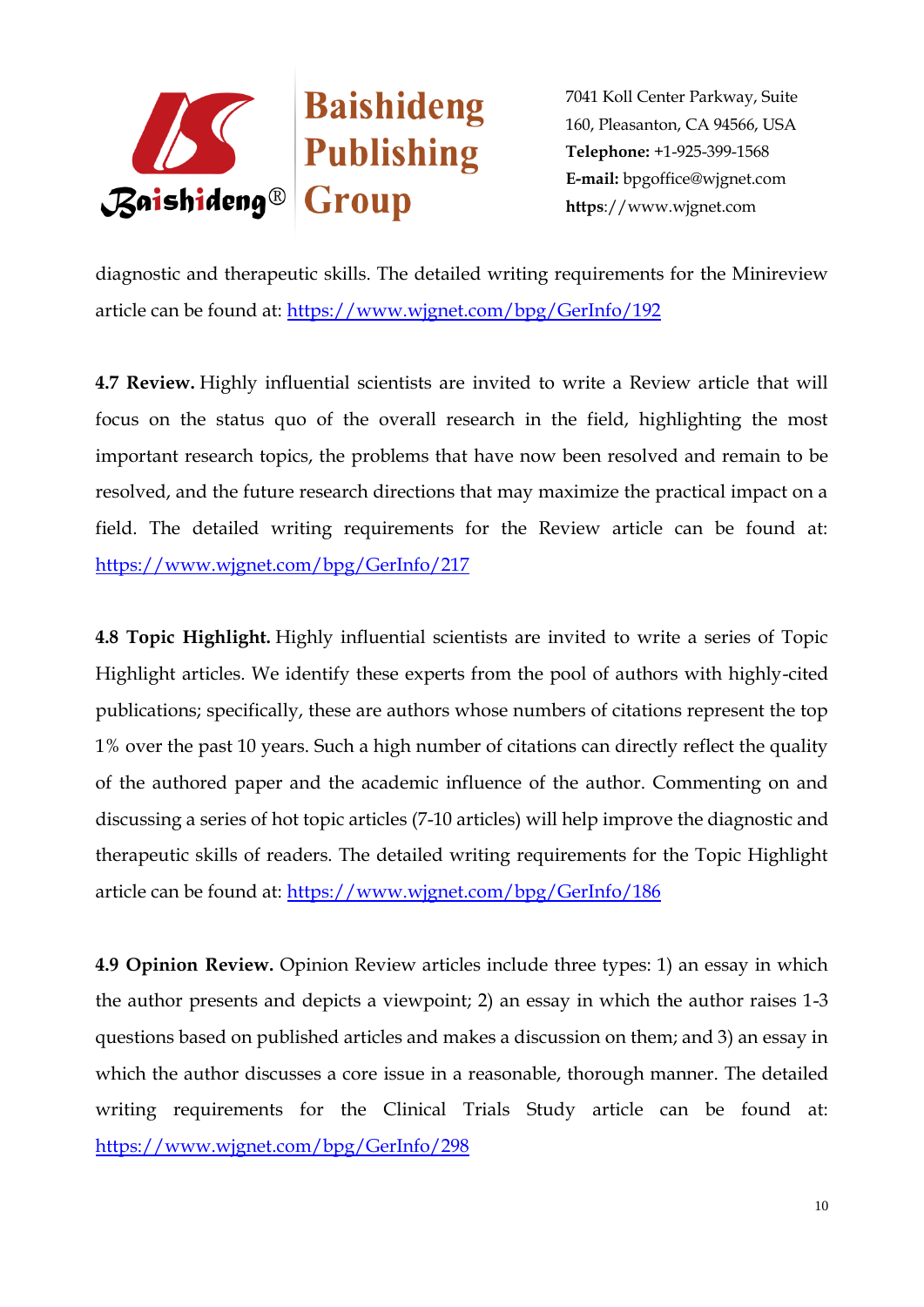diagnostic and therapeutic skills. The detailed writing requirements for the Minireview article can be found at: https://www.wjgnet.com/bpg/GerInfo/192

**4.7 Review.** Highly influential scientists are invited to write a Review article that will focus on the status quo of the overall research in the field, highlighting the most important research topics, the problems that have now been resolved and remain to be resolved, and the future research directions that may maximize the practical impact on a field. The detailed writing requirements for the Review article can be found at: https://www.wjgnet.com/bpg/GerInfo/217

**4.8 Topic Highlight.** Highly influential scientists are invited to write a series of Topic Highlight articles. We identify these experts from the pool of authors with highly-cited publications; specifically, these are authors whose numbers of citations represent the top 1% over the past 10 years. Such a high number of citations can directly reflect the quality of the authored paper and the academic influence of the author. Commenting on and discussing a series of hot topic articles (7-10 articles) will help improve the diagnostic and therapeutic skills of readers. The detailed writing requirements for the Topic Highlight article can be found at: https://www.wjgnet.com/bpg/GerInfo/186

**4.9 Opinion Review.** Opinion Review articles include three types: 1) an essay in which the author presents and depicts a viewpoint; 2) an essay in which the author raises 1-3 questions based on published articles and makes a discussion on them; and 3) an essay in which the author discusses a core issue in a reasonable, thorough manner. The detailed writing requirements for the Clinical Trials Study article can be found at: https://www.wjgnet.com/bpg/GerInfo/298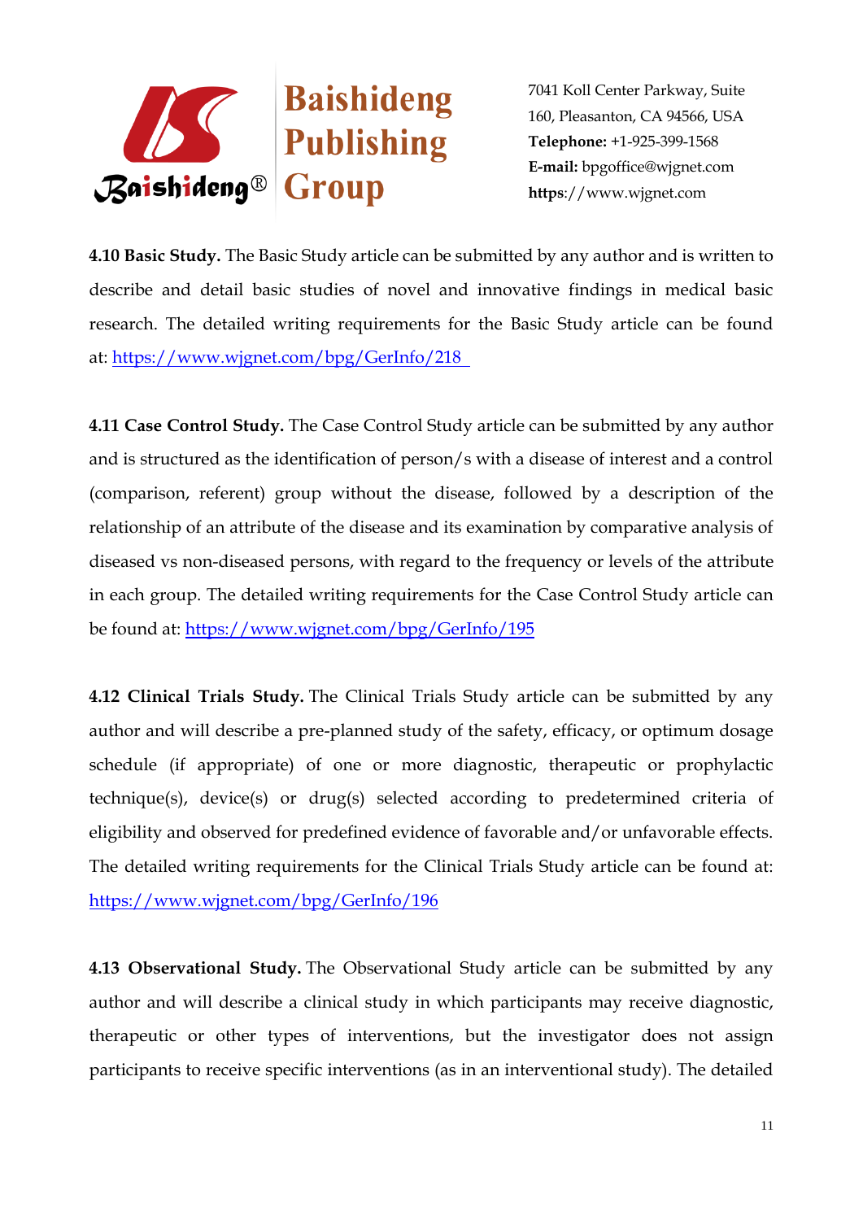**4.10 Basic Study.** The Basic Study article can be submitted by any author and is written to describe and detail basic studies of novel and innovative findings in medical basic research. The detailed writing requirements for the Basic Study article can be found at: https://www.wjgnet.com/bpg/GerInfo/218

**4.11 Case Control Study.** The Case Control Study article can be submitted by any author and is structured as the identification of person/s with a disease of interest and a control (comparison, referent) group without the disease, followed by a description of the relationship of an attribute of the disease and its examination by comparative analysis of diseased vs non-diseased persons, with regard to the frequency or levels of the attribute in each group. The detailed writing requirements for the Case Control Study article can be found at: https://www.wjgnet.com/bpg/GerInfo/195

**4.12 Clinical Trials Study.** The Clinical Trials Study article can be submitted by any author and will describe a pre-planned study of the safety, efficacy, or optimum dosage schedule (if appropriate) of one or more diagnostic, therapeutic or prophylactic technique(s), device(s) or drug(s) selected according to predetermined criteria of eligibility and observed for predefined evidence of favorable and/or unfavorable effects. The detailed writing requirements for the Clinical Trials Study article can be found at: https://www.wjgnet.com/bpg/GerInfo/196

**4.13 Observational Study.** The Observational Study article can be submitted by any author and will describe a clinical study in which participants may receive diagnostic, therapeutic or other types of interventions, but the investigator does not assign participants to receive specific interventions (as in an interventional study). The detailed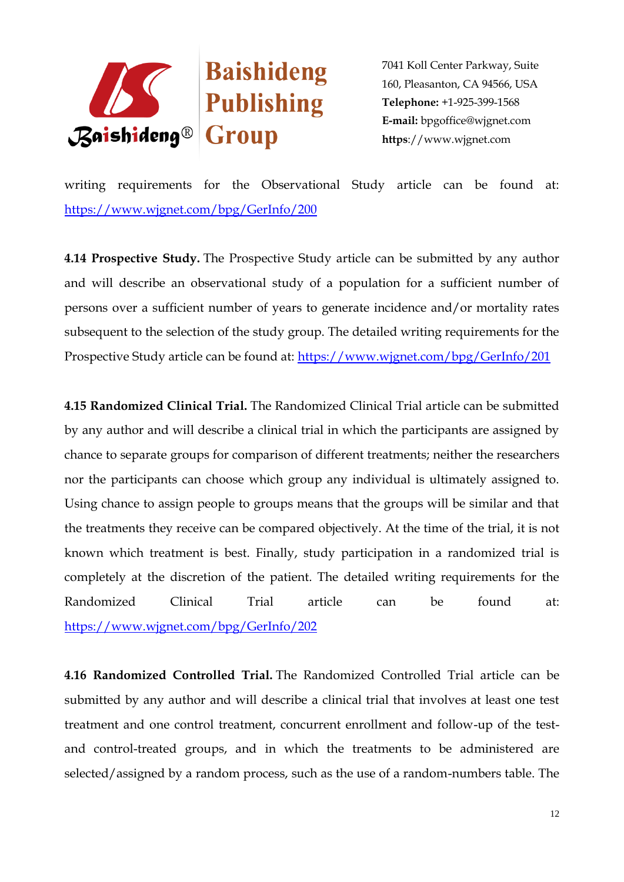writing requirements for the Observational Study article can be found at: https://www.wjgnet.com/bpg/GerInfo/200

**4.14 Prospective Study.** The Prospective Study article can be submitted by any author and will describe an observational study of a population for a sufficient number of persons over a sufficient number of years to generate incidence and/or mortality rates subsequent to the selection of the study group. The detailed writing requirements for the Prospective Study article can be found at: https://www.wjgnet.com/bpg/GerInfo/201

**4.15 Randomized Clinical Trial.** The Randomized Clinical Trial article can be submitted by any author and will describe a clinical trial in which the participants are assigned by chance to separate groups for comparison of different treatments; neither the researchers nor the participants can choose which group any individual is ultimately assigned to. Using chance to assign people to groups means that the groups will be similar and that the treatments they receive can be compared objectively. At the time of the trial, it is not known which treatment is best. Finally, study participation in a randomized trial is completely at the discretion of the patient. The detailed writing requirements for the Randomized Clinical Trial article can be found at: https://www.wjgnet.com/bpg/GerInfo/202

**4.16 Randomized Controlled Trial.** The Randomized Controlled Trial article can be submitted by any author and will describe a clinical trial that involves at least one test treatment and one control treatment, concurrent enrollment and follow-up of the test- and control-treated groups, and in which the treatments to be administered are selected/assigned by a random process, such as the use of a random-numbers table. The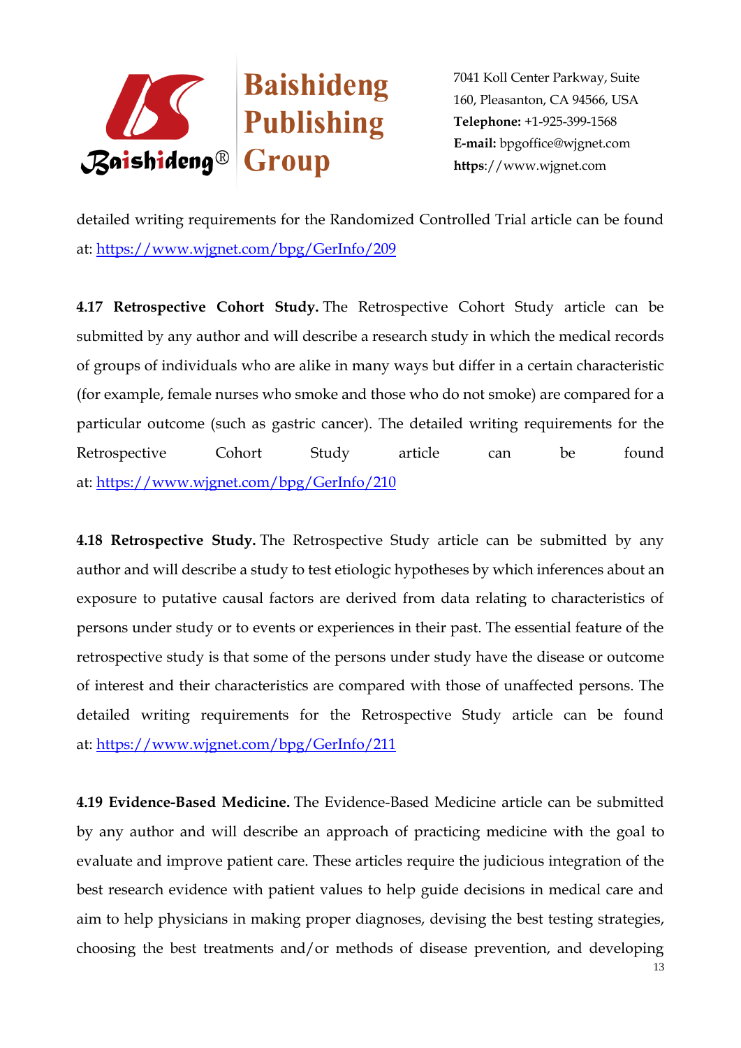detailed writing requirements for the Randomized Controlled Trial article can be found at: [https://www.wjgnet.com/bpg/GerInfo/209](https://www.wjgnet.com/bpg/GerInfo/209)

**4.17 Retrospective Cohort Study.** The Retrospective Cohort Study article can be submitted by any author and will describe a research study in which the medical records of groups of individuals who are alike in many ways but differ in a certain characteristic (for example, female nurses who smoke and those who do not smoke) are compared for a particular outcome (such as gastric cancer). The detailed writing requirements for the Retrospective Cohort Study article can be found at: [https://www.wjgnet.com/bpg/GerInfo/210](https://www.wjgnet.com/bpg/GerInfo/210)

**4.18 Retrospective Study.** The Retrospective Study article can be submitted by any author and will describe a study to test etiologic hypotheses by which inferences about an exposure to putative causal factors are derived from data relating to characteristics of persons under study or to events or experiences in their past. The essential feature of the retrospective study is that some of the persons under study have the disease or outcome of interest and their characteristics are compared with those of unaffected persons. The detailed writing requirements for the Retrospective Study article can be found at: [https://www.wjgnet.com/bpg/GerInfo/211](https://www.wjgnet.com/bpg/GerInfo/211)

**4.19 Evidence-Based Medicine.** The Evidence-Based Medicine article can be submitted by any author and will describe an approach of practicing medicine with the goal to evaluate and improve patient care. These articles require the judicious integration of the best research evidence with patient values to help guide decisions in medical care and aim to help physicians in making proper diagnoses, devising the best testing strategies, choosing the best treatments and/or methods of disease prevention, and developing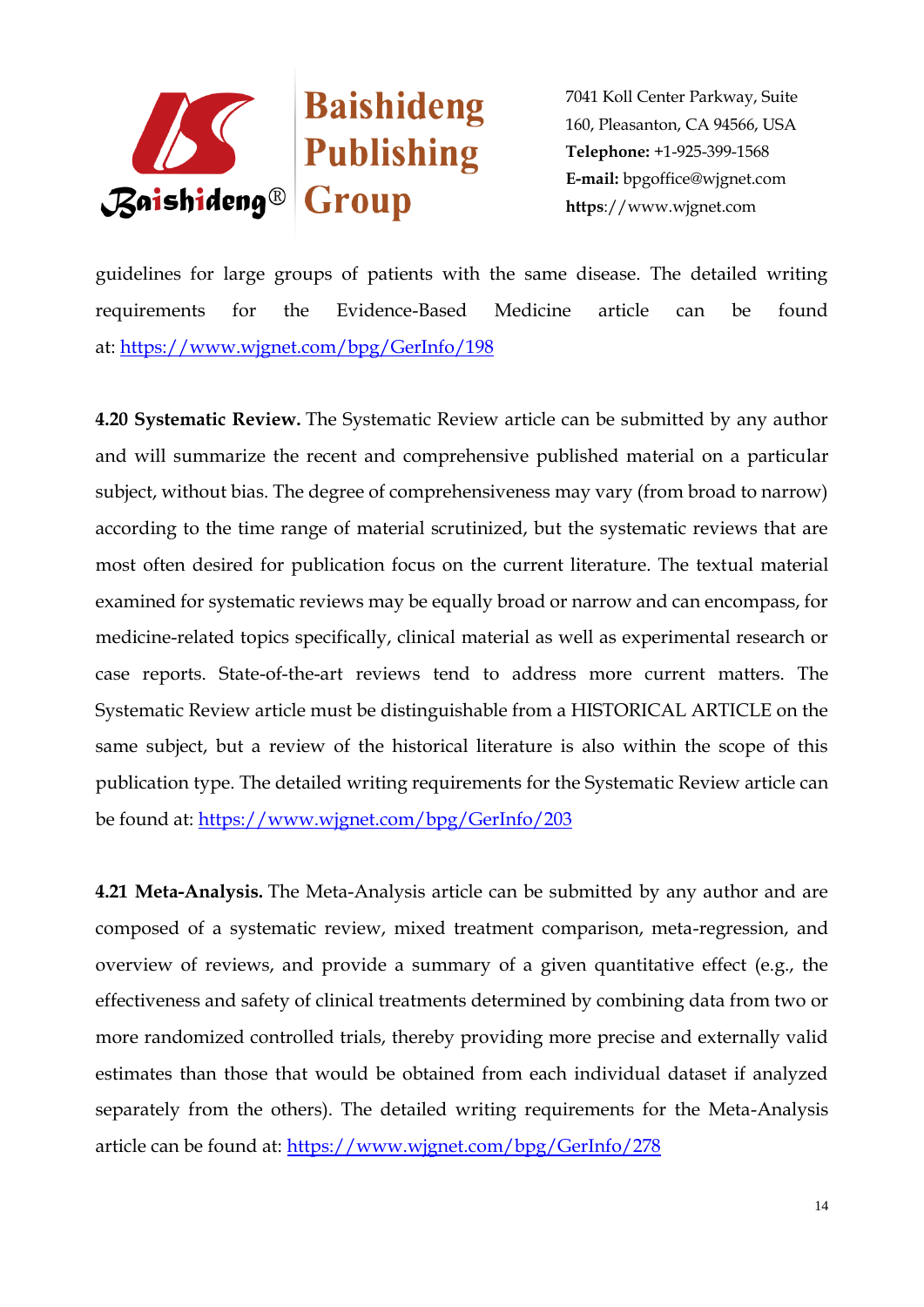guidelines for large groups of patients with the same disease. The detailed writing requirements for the Evidence-Based Medicine article can be found at: https://www.wjgnet.com/bpg/GerInfo/198

**4.20 Systematic Review.** The Systematic Review article can be submitted by any author and will summarize the recent and comprehensive published material on a particular subject, without bias. The degree of comprehensiveness may vary (from broad to narrow) according to the time range of material scrutinized, but the systematic reviews that are most often desired for publication focus on the current literature. The textual material examined for systematic reviews may be equally broad or narrow and can encompass, for medicine-related topics specifically, clinical material as well as experimental research or case reports. State-of-the-art reviews tend to address more current matters. The Systematic Review article must be distinguishable from a HISTORICAL ARTICLE on the same subject, but a review of the historical literature is also within the scope of this publication type. The detailed writing requirements for the Systematic Review article can be found at: https://www.wjgnet.com/bpg/GerInfo/203

**4.21 Meta-Analysis.** The Meta-Analysis article can be submitted by any author and are composed of a systematic review, mixed treatment comparison, meta-regression, and overview of reviews, and provide a summary of a given quantitative effect (e.g., the effectiveness and safety of clinical treatments determined by combining data from two or more randomized controlled trials, thereby providing more precise and externally valid estimates than those that would be obtained from each individual dataset if analyzed separately from the others). The detailed writing requirements for the Meta-Analysis article can be found at: https://www.wjgnet.com/bpg/GerInfo/278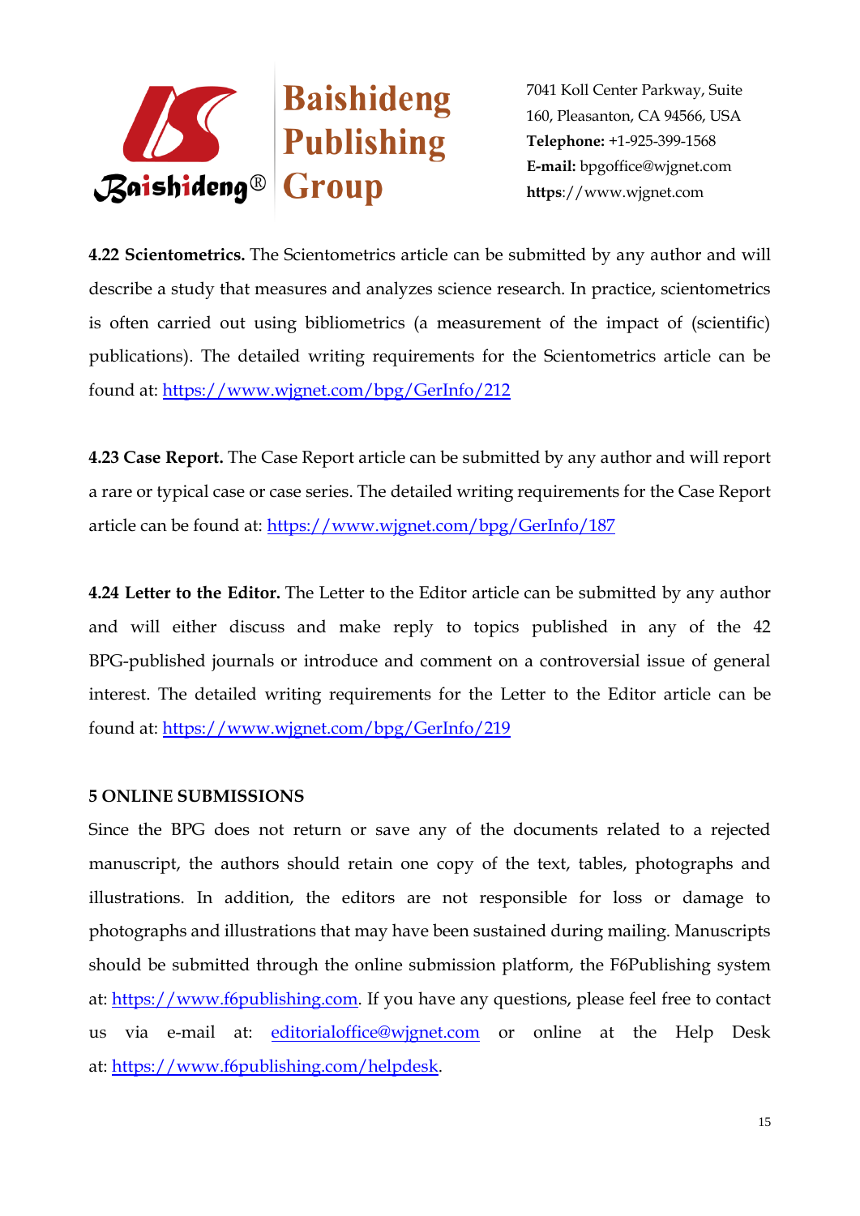**4.22 Scientometrics.** The Scientometrics article can be submitted by any author and will describe a study that measures and analyzes science research. In practice, scientometrics is often carried out using bibliometrics (a measurement of the impact of (scientific) publications). The detailed writing requirements for the Scientometrics article can be found at: https://www.wjgnet.com/bpg/GerInfo/212

**4.23 Case Report.** The Case Report article can be submitted by any author and will report a rare or typical case or case series. The detailed writing requirements for the Case Report article can be found at: https://www.wjgnet.com/bpg/GerInfo/187

**4.24 Letter to the Editor.** The Letter to the Editor article can be submitted by any author and will either discuss and make reply to topics published in any of the 42 BPG-published journals or introduce and comment on a controversial issue of general interest. The detailed writing requirements for the Letter to the Editor article can be found at: https://www.wjgnet.com/bpg/GerInfo/219

## 5 ONLINE SUBMISSIONS

Since the BPG does not return or save any of the documents related to a rejected manuscript, the authors should retain one copy of the text, tables, photographs and illustrations. In addition, the editors are not responsible for loss or damage to photographs and illustrations that may have been sustained during mailing. Manuscripts should be submitted through the online submission platform, the F6Publishing system at: https://www.f6publishing.com. If you have any questions, please feel free to contact us via e-mail at: editorialoffice@wjgnet.com or online at the Help Desk at: https://www.f6publishing.com/helpdesk.